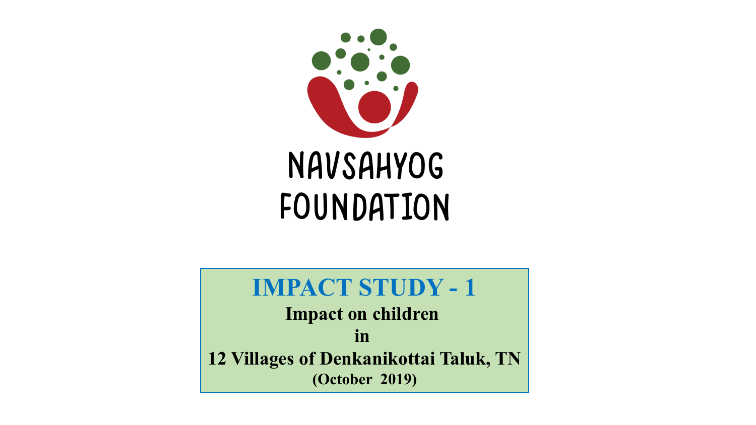NAVSAHYOG FOUNDATION

# IMPACT STUDY - 1

**Impact on children**

**in**

**12 Villages of Denkanikottai Taluk, TN**

**(October 2019)**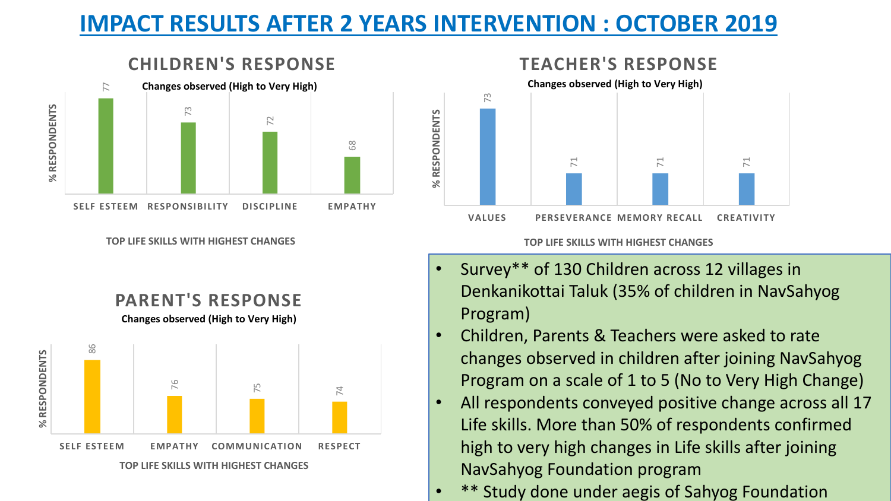# IMPACT RESULTS AFTER 2 YEARS INTERVENTION : OCTOBER 2019

## CHILDREN'S RESPONSE

Changes observed (High to Very High)

| Top Life Skills with Highest Changes | % Respondents |
| --- | --- |
| SELF ESTEEM | 77 |
| RESPONSIBILITY | 73 |
| DISCIPLINE | 72 |
| EMPATHY | 68 |

TOP LIFE SKILLS WITH HIGHEST CHANGES

## TEACHER'S RESPONSE

Changes observed (High to Very High)

| Top Life Skills with Highest Changes | % Respondents |
| --- | --- |
| VALUES | 73 |
| PERSEVERANCE | 71 |
| MEMORY RECALL | 71 |
| CREATIVITY | 71 |

TOP LIFE SKILLS WITH HIGHEST CHANGES

## PARENT'S RESPONSE

Changes observed (High to Very High)

| Top Life Skills with Highest Changes | % Respondents |
| --- | --- |
| SELF ESTEEM | 86 |
| EMPATHY | 76 |
| COMMUNICATION | 75 |
| RESPECT | 74 |

TOP LIFE SKILLS WITH HIGHEST CHANGES

- Survey** of 130 Children across 12 villages in Denkanikottai Taluk (35% of children in NavSahyog Program)
- Children, Parents & Teachers were asked to rate changes observed in children after joining NavSahyog Program on a scale of 1 to 5 (No to Very High Change)
- All respondents conveyed positive change across all 17 Life skills. More than 50% of respondents confirmed high to very high changes in Life skills after joining NavSahyog Foundation program
- ** Study done under aegis of Sahyog Foundation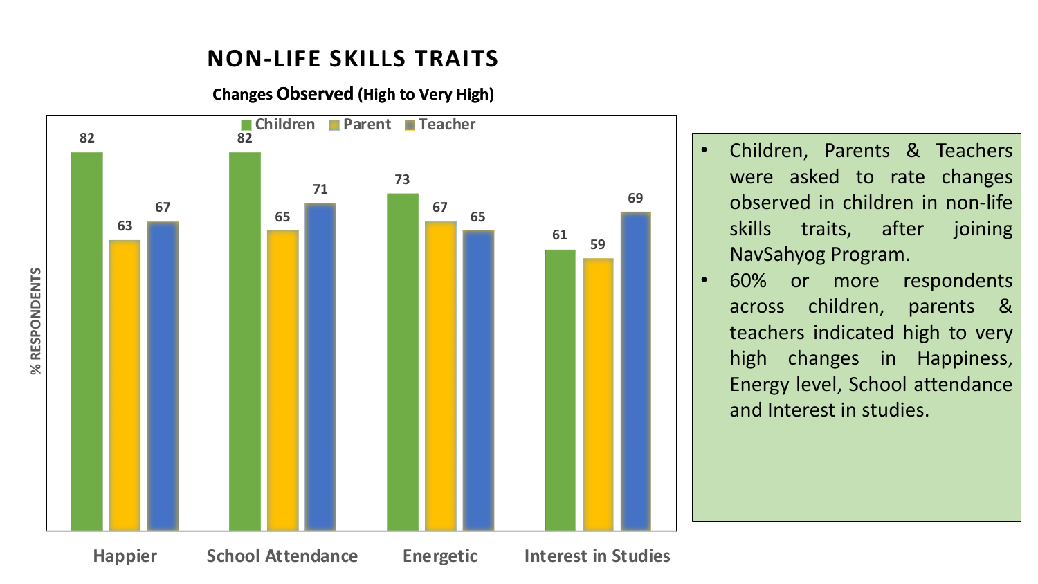# NON-LIFE SKILLS TRAITS

**Changes Observed (High to Very High)**

% RESPONDENTS

| | Children | Parent | Teacher |
|---|---|---|---|
| Happier | 82 | 63 | 67 |
| School Attendance | 82 | 65 | 71 |
| Energetic | 73 | 67 | 65 |
| Interest in Studies | 61 | 59 | 69 |

- Children, Parents & Teachers were asked to rate changes observed in children in non-life skills traits, after joining NavSahyog Program.
- 60% or more respondents across children, parents & teachers indicated high to very high changes in Happiness, Energy level, School attendance and Interest in studies.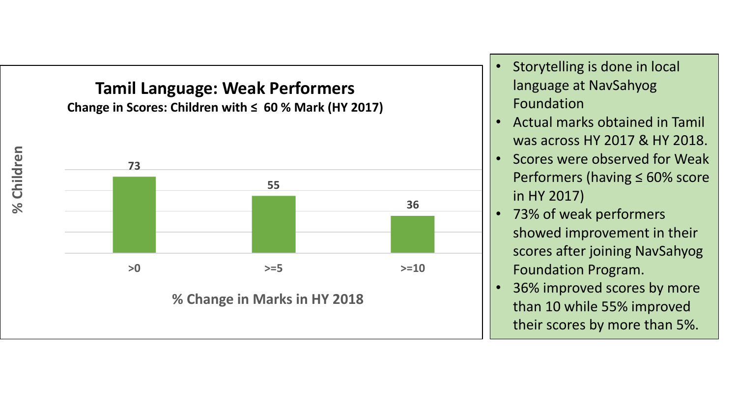## Tamil Language: Weak Performers

**Change in Scores: Children with ≤ 60 % Mark (HY 2017)**

% Children

73

55

36

>0

>=5

>=10

% Change in Marks in HY 2018

- Storytelling is done in local language at NavSahyog Foundation
- Actual marks obtained in Tamil was across HY 2017 & HY 2018.
- Scores were observed for Weak Performers (having ≤ 60% score in HY 2017)
- 73% of weak performers showed improvement in their scores after joining NavSahyog Foundation Program.
- 36% improved scores by more than 10 while 55% improved their scores by more than 5%.